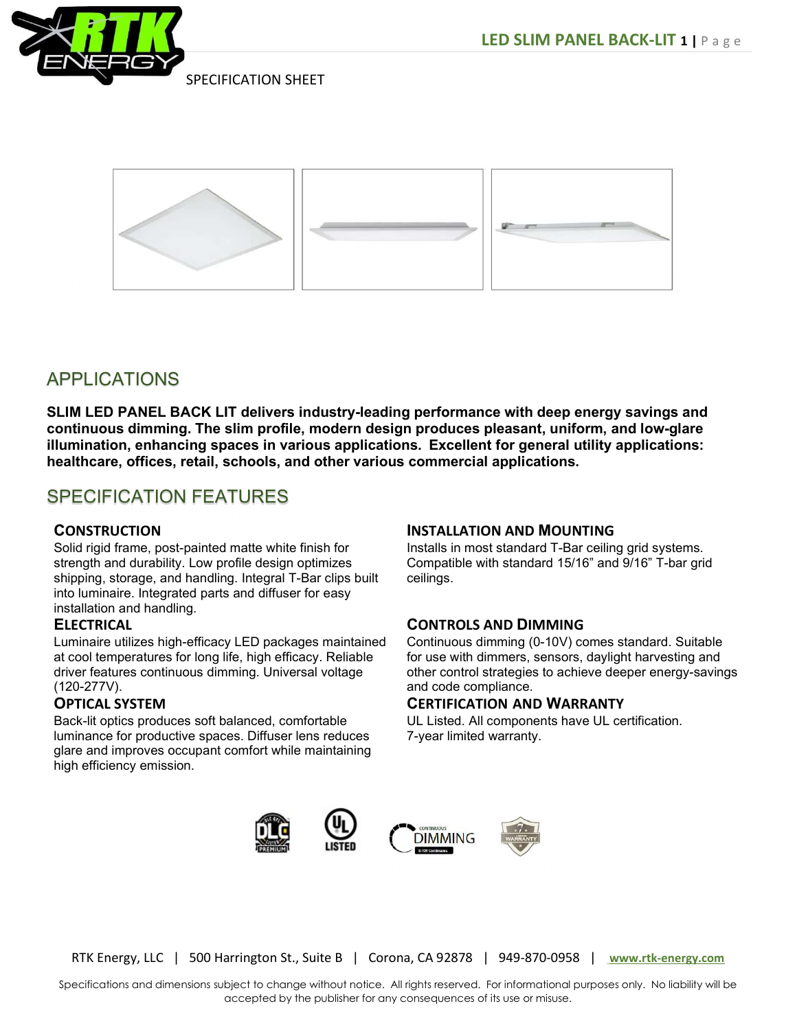SPECIFICATION SHEET

## APPLICATIONS

**SLIM LED PANEL BACK LIT delivers industry-leading performance with deep energy savings and continuous dimming. The slim profile, modern design produces pleasant, uniform, and low-glare illumination, enhancing spaces in various applications. Excellent for general utility applications: healthcare, offices, retail, schools, and other various commercial applications.**

## SPECIFICATION FEATURES

### CONSTRUCTION

Solid rigid frame, post-painted matte white finish for strength and durability. Low profile design optimizes shipping, storage, and handling. Integral T-Bar clips built into luminaire. Integrated parts and diffuser for easy installation and handling.

### ELECTRICAL

Luminaire utilizes high-efficacy LED packages maintained at cool temperatures for long life, high efficacy. Reliable driver features continuous dimming. Universal voltage (120-277V).

### OPTICAL SYSTEM

Back-lit optics produces soft balanced, comfortable luminance for productive spaces. Diffuser lens reduces glare and improves occupant comfort while maintaining high efficiency emission.

### INSTALLATION AND MOUNTING

Installs in most standard T-Bar ceiling grid systems. Compatible with standard 15/16" and 9/16" T-bar grid ceilings.

### CONTROLS AND DIMMING

Continuous dimming (0-10V) comes standard. Suitable for use with dimmers, sensors, daylight harvesting and other control strategies to achieve deeper energy-savings and code compliance.

### CERTIFICATION AND WARRANTY

UL Listed. All components have UL certification.
7-year limited warranty.

RTK Energy, LLC | 500 Harrington St., Suite B | Corona, CA 92878 | 949-870-0958 | www.rtk-energy.com

Specifications and dimensions subject to change without notice. All rights reserved. For informational purposes only. No liability will be accepted by the publisher for any consequences of its use or misuse.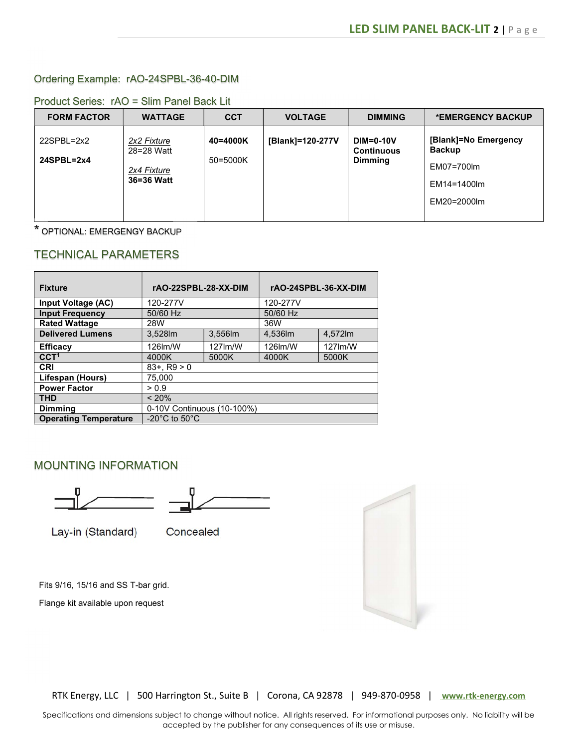## Ordering Example: rAO-24SPBL-36-40-DIM

### Product Series: rAO = Slim Panel Back Lit

| FORM FACTOR | WATTAGE | CCT | VOLTAGE | DIMMING | *EMERGENCY BACKUP |
|---|---|---|---|---|---|
| 22SPBL=2x2<br><br>**24SPBL=2x4** | *2x2 Fixture*<br>28=28 Watt<br><br>*2x4 Fixture*<br>**36=36 Watt** | **40=4000K**<br><br>50=5000K | **[Blank]=120-277V** | **DIM=0-10V Continuous Dimming** | **[Blank]=No Emergency Backup**<br><br>EM07=700lm<br><br>EM14=1400lm<br><br>EM20=2000lm |

* OPTIONAL: EMERGENGY BACKUP

## TECHNICAL PARAMETERS

| Fixture | rAO-22SPBL-28-XX-DIM | | rAO-24SPBL-36-XX-DIM | |
|---|---|---|---|---|
| **Input Voltage (AC)** | 120-277V | | 120-277V | |
| **Input Frequency** | 50/60 Hz | | 50/60 Hz | |
| **Rated Wattage** | 28W | | 36W | |
| **Delivered Lumens** | 3,528lm | 3,556lm | 4,536lm | 4,572lm |
| **Efficacy** | 126lm/W | 127lm/W | 126lm/W | 127lm/W |
| **CCT[1]** | 4000K | 5000K | 4000K | 5000K |
| **CRI** | 83+, R9 > 0 | | | |
| **Lifespan (Hours)** | 75,000 | | | |
| **Power Factor** | > 0.9 | | | |
| **THD** | < 20% | | | |
| **Dimming** | 0-10V Continuous (10-100%) | | | |
| **Operating Temperature** | -20°C to 50°C | | | |

## MOUNTING INFORMATION

Lay-in (Standard)

Concealed

Fits 9/16, 15/16 and SS T-bar grid.

Flange kit available upon request

RTK Energy, LLC | 500 Harrington St., Suite B | Corona, CA 92878 | 949-870-0958 | www.rtk-energy.com

Specifications and dimensions subject to change without notice. All rights reserved. For informational purposes only. No liability will be accepted by the publisher for any consequences of its use or misuse.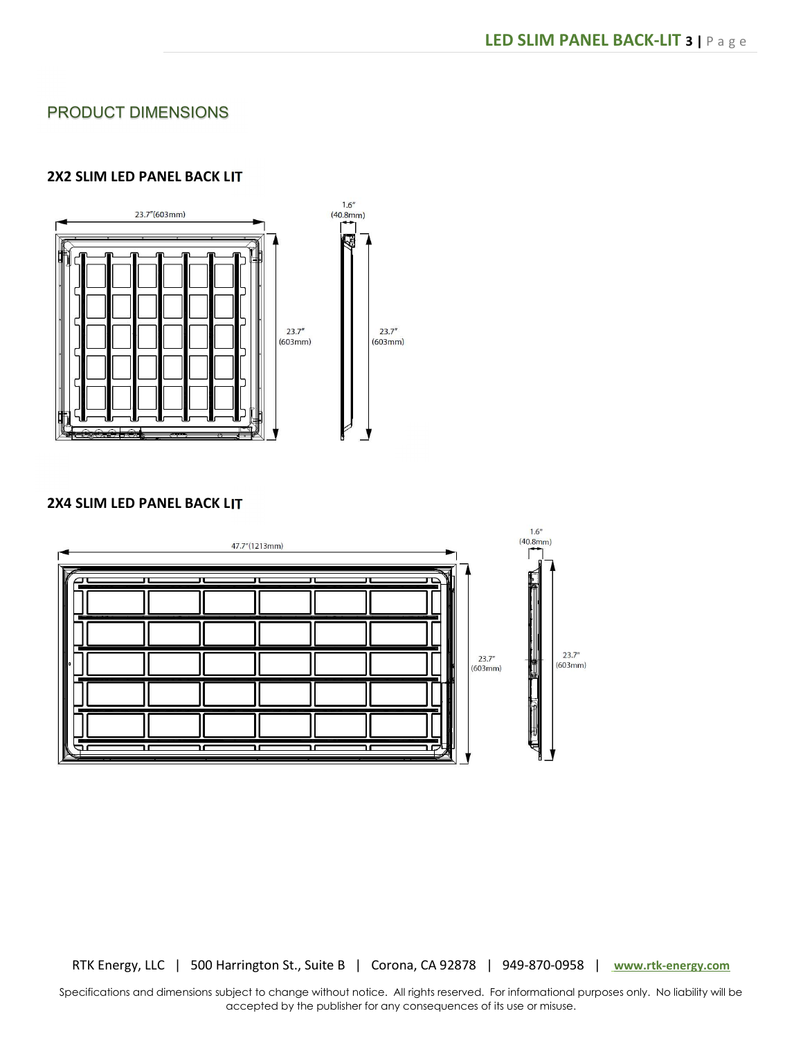## PRODUCT DIMENSIONS

### 2X2 SLIM LED PANEL BACK LIT

23.7"(603mm)

1.6"
(40.8mm)

23.7"
(603mm)

23.7"
(603mm)

### 2X4 SLIM LED PANEL BACK LIT

47.7"(1213mm)

1.6"
(40.8mm)

23.7"
(603mm)

23.7"
(603mm)

RTK Energy, LLC | 500 Harrington St., Suite B | Corona, CA 92878 | 949-870-0958 | www.rtk-energy.com

Specifications and dimensions subject to change without notice. All rights reserved. For informational purposes only. No liability will be accepted by the publisher for any consequences of its use or misuse.